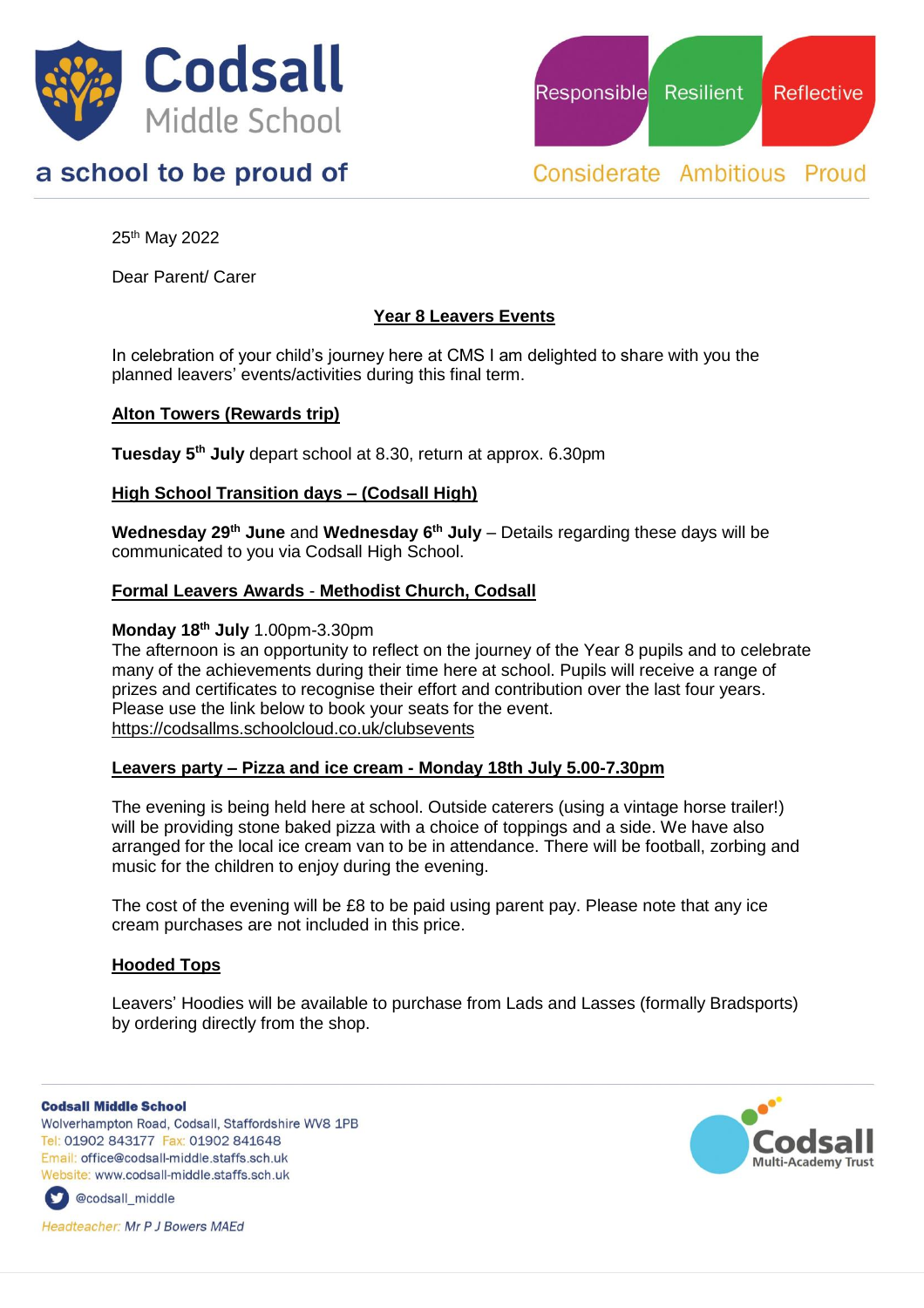**Codsall Middle School**

a school to be proud of

Responsible Resilient Reflective

Considerate Ambitious Proud

25th May 2022

Dear Parent/ Carer

## Year 8 Leavers Events

In celebration of your child's journey here at CMS I am delighted to share with you the planned leavers' events/activities during this final term.

### Alton Towers (Rewards trip)

**Tuesday 5th July** depart school at 8.30, return at approx. 6.30pm

### High School Transition days – (Codsall High)

**Wednesday 29th June** and **Wednesday 6th July** – Details regarding these days will be communicated to you via Codsall High School.

### Formal Leavers Awards - Methodist Church, Codsall

**Monday 18th July** 1.00pm-3.30pm

The afternoon is an opportunity to reflect on the journey of the Year 8 pupils and to celebrate many of the achievements during their time here at school. Pupils will receive a range of prizes and certificates to recognise their effort and contribution over the last four years. Please use the link below to book your seats for the event.

https://codsallms.schoolcloud.co.uk/clubsevents

### Leavers party – Pizza and ice cream - Monday 18th July 5.00-7.30pm

The evening is being held here at school. Outside caterers (using a vintage horse trailer!) will be providing stone baked pizza with a choice of toppings and a side. We have also arranged for the local ice cream van to be in attendance. There will be football, zorbing and music for the children to enjoy during the evening.

The cost of the evening will be £8 to be paid using parent pay. Please note that any ice cream purchases are not included in this price.

### Hooded Tops

Leavers' Hoodies will be available to purchase from Lads and Lasses (formally Bradsports) by ordering directly from the shop.

**Codsall Middle School**
Wolverhampton Road, Codsall, Staffordshire WV8 1PB
Tel: 01902 843177 Fax: 01902 841648
Email: office@codsall-middle.staffs.sch.uk
Website: www.codsall-middle.staffs.sch.uk
@codsall_middle

*Headteacher: Mr P J Bowers MAEd*

Codsall Multi-Academy Trust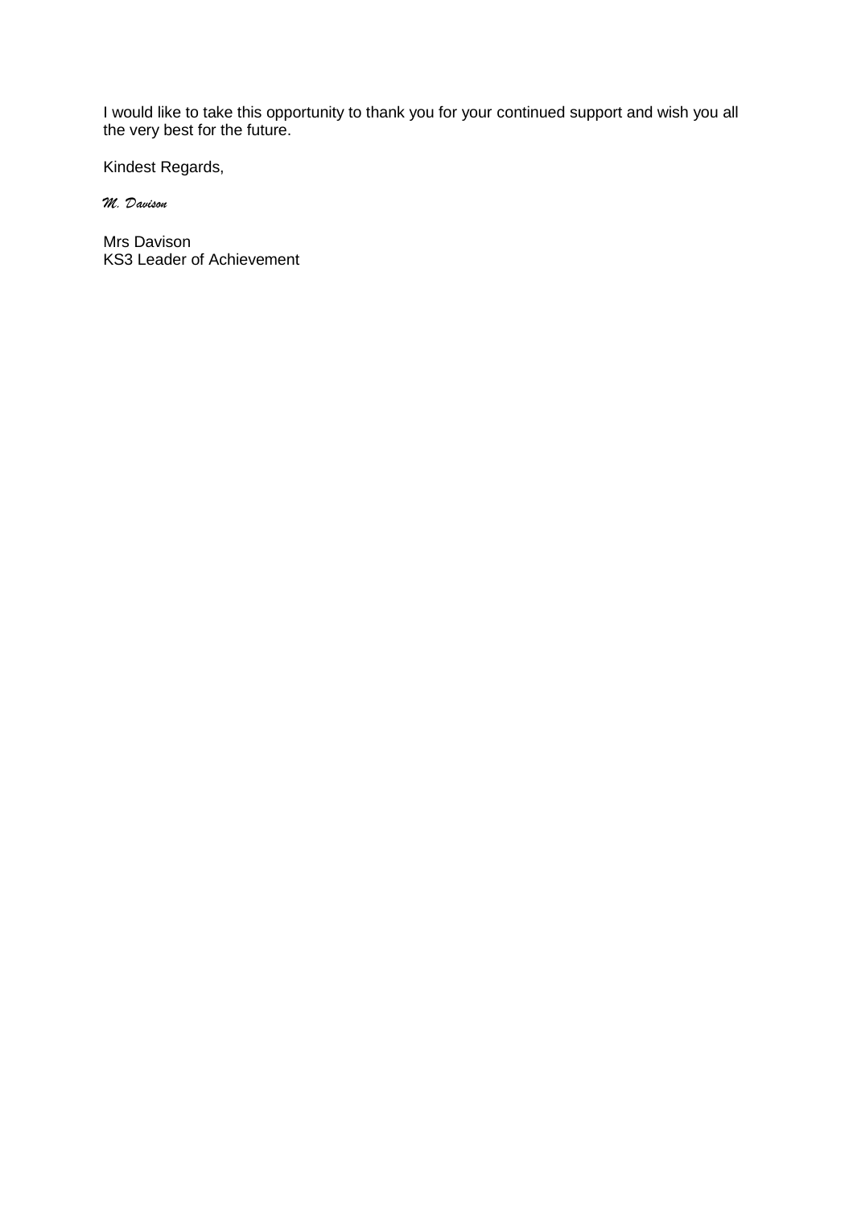I would like to take this opportunity to thank you for your continued support and wish you all the very best for the future.

Kindest Regards,

*M. Davison*

Mrs Davison
KS3 Leader of Achievement